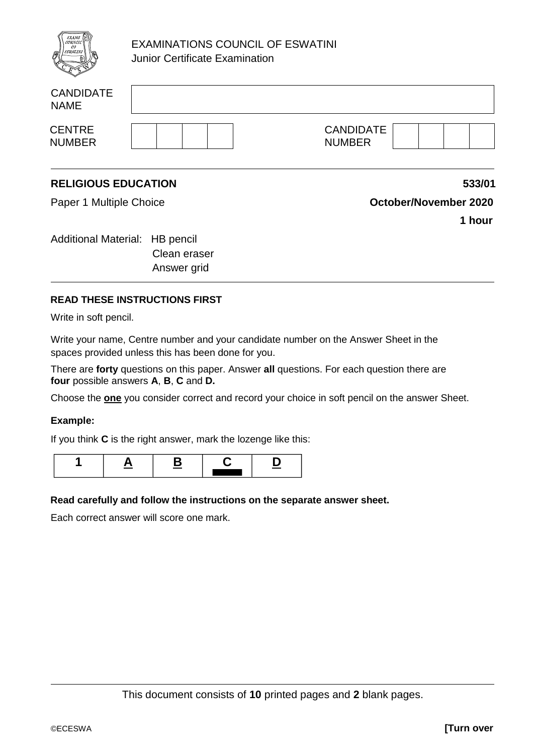EXAMINATIONS COUNCIL OF ESWATINI
Junior Certificate Examination

| CANDIDATE NAME | |
|---|---|

| CENTRE NUMBER | | | | | CANDIDATE NUMBER | | | | |
|---|---|---|---|---|---|---|---|---|---|

**RELIGIOUS EDUCATION** **533/01**

Paper 1 Multiple Choice **October/November 2020**

**1 hour**

Additional Material: HB pencil
Clean eraser
Answer grid

**READ THESE INSTRUCTIONS FIRST**

Write in soft pencil.

Write your name, Centre number and your candidate number on the Answer Sheet in the spaces provided unless this has been done for you.

There are **forty** questions on this paper. Answer **all** questions. For each question there are **four** possible answers **A**, **B**, **C** and **D.**

Choose the **one** you consider correct and record your choice in soft pencil on the answer Sheet.

**Example:**

If you think **C** is the right answer, mark the lozenge like this:

| 1 | A | B | C | D |
|---|---|---|---|---|
| | | | ▬ | |

**Read carefully and follow the instructions on the separate answer sheet.**

Each correct answer will score one mark.

This document consists of **10** printed pages and **2** blank pages.

©ECESWA **[Turn over**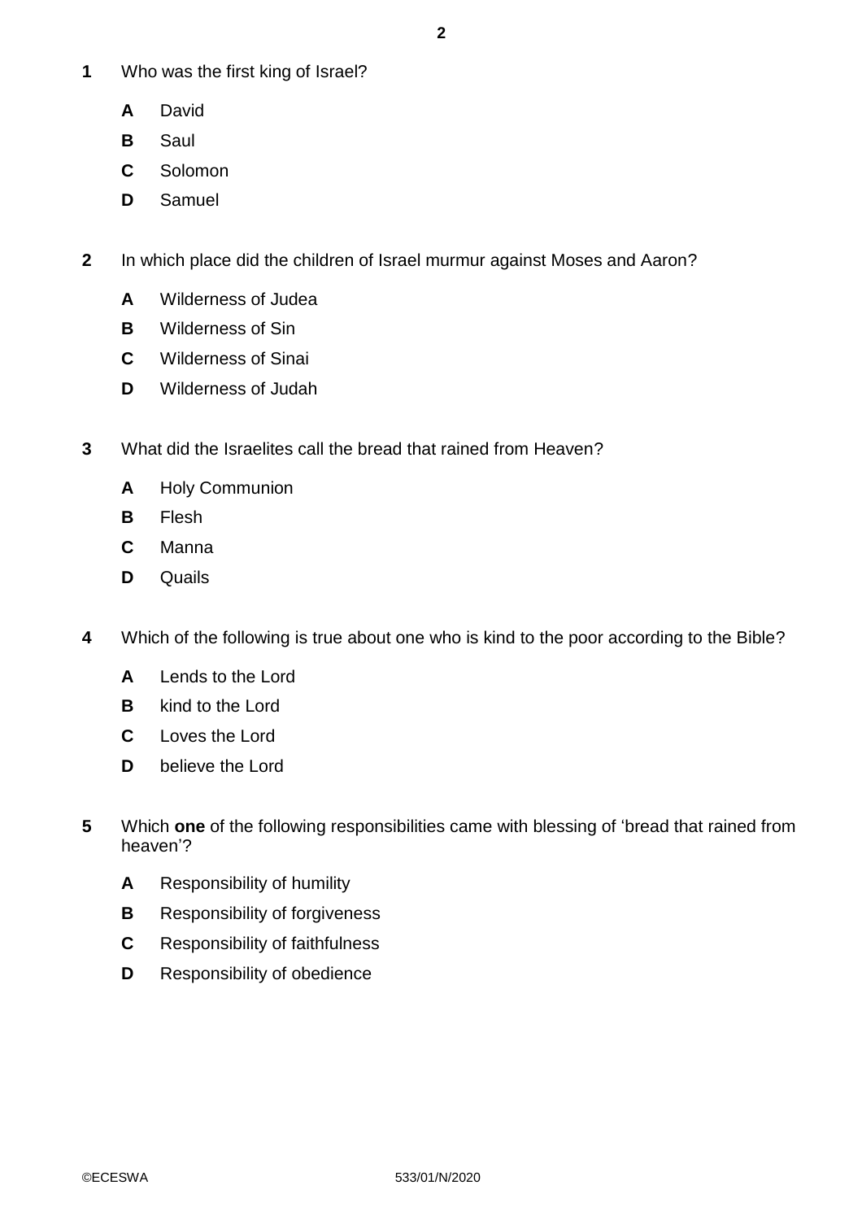**1** Who was the first king of Israel?

- **A** David
- **B** Saul
- **C** Solomon
- **D** Samuel

**2** In which place did the children of Israel murmur against Moses and Aaron?

- **A** Wilderness of Judea
- **B** Wilderness of Sin
- **C** Wilderness of Sinai
- **D** Wilderness of Judah

**3** What did the Israelites call the bread that rained from Heaven?

- **A** Holy Communion
- **B** Flesh
- **C** Manna
- **D** Quails

**4** Which of the following is true about one who is kind to the poor according to the Bible?

- **A** Lends to the Lord
- **B** kind to the Lord
- **C** Loves the Lord
- **D** believe the Lord

**5** Which **one** of the following responsibilities came with blessing of 'bread that rained from heaven'?

- **A** Responsibility of humility
- **B** Responsibility of forgiveness
- **C** Responsibility of faithfulness
- **D** Responsibility of obedience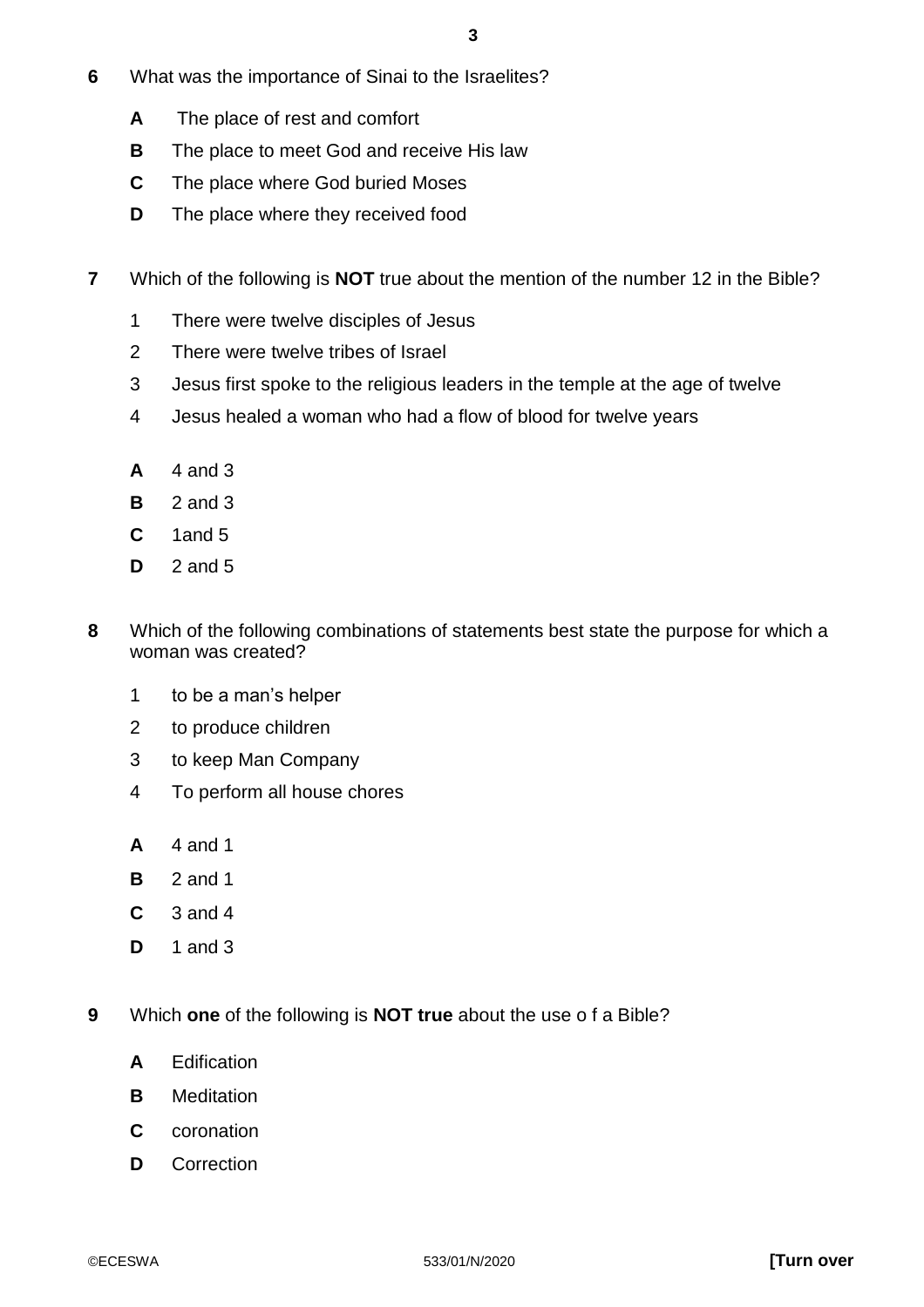**6** What was the importance of Sinai to the Israelites?

**A** The place of rest and comfort

**B** The place to meet God and receive His law

**C** The place where God buried Moses

**D** The place where they received food

**7** Which of the following is **NOT** true about the mention of the number 12 in the Bible?

1 There were twelve disciples of Jesus

2 There were twelve tribes of Israel

3 Jesus first spoke to the religious leaders in the temple at the age of twelve

4 Jesus healed a woman who had a flow of blood for twelve years

**A** 4 and 3

**B** 2 and 3

**C** 1and 5

**D** 2 and 5

**8** Which of the following combinations of statements best state the purpose for which a woman was created?

1 to be a man's helper

2 to produce children

3 to keep Man Company

4 To perform all house chores

**A** 4 and 1

**B** 2 and 1

**C** 3 and 4

**D** 1 and 3

**9** Which **one** of the following is **NOT true** about the use o f a Bible?

**A** Edification

**B** Meditation

**C** coronation

**D** Correction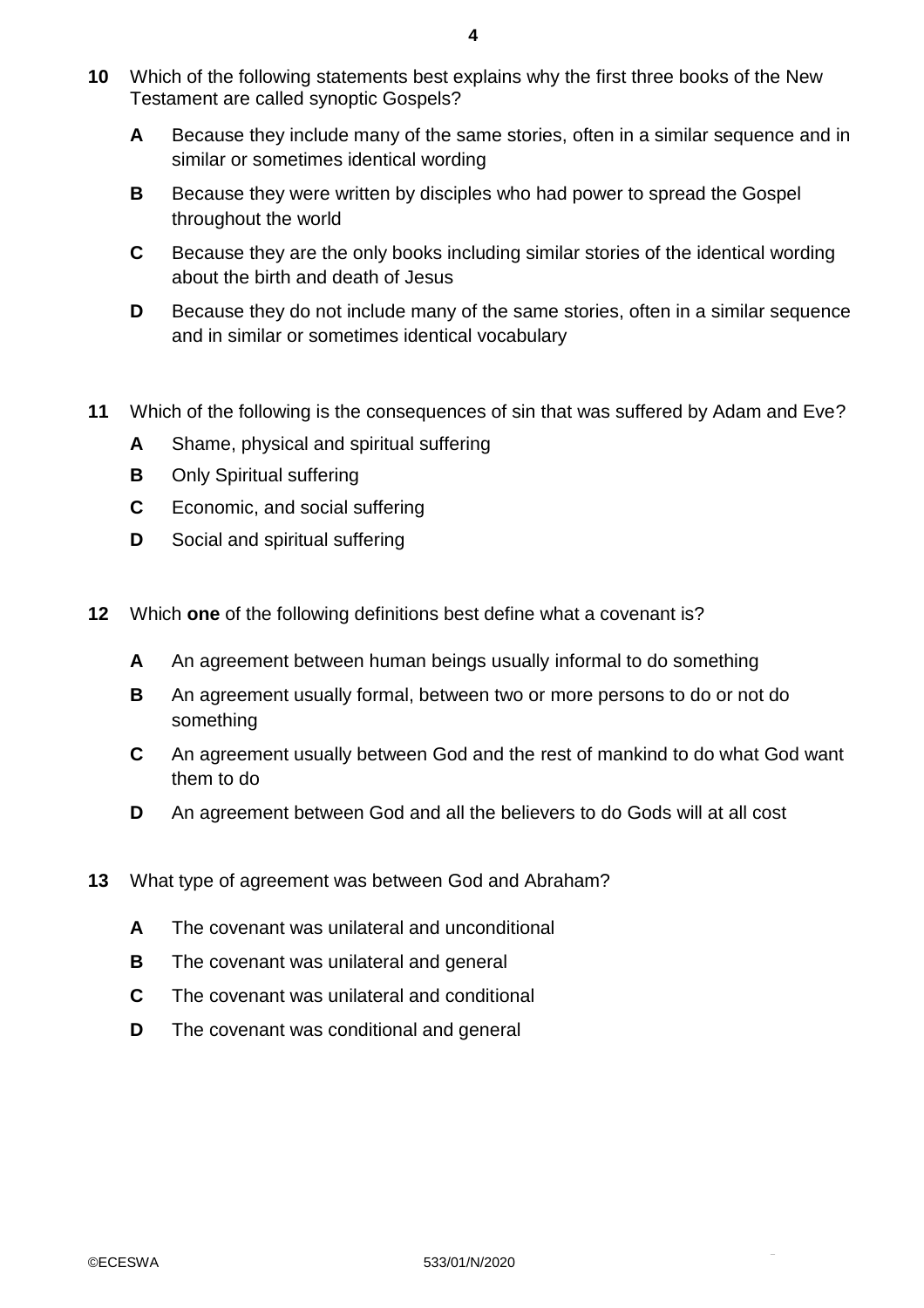**10** Which of the following statements best explains why the first three books of the New Testament are called synoptic Gospels?

- **A** Because they include many of the same stories, often in a similar sequence and in similar or sometimes identical wording
- **B** Because they were written by disciples who had power to spread the Gospel throughout the world
- **C** Because they are the only books including similar stories of the identical wording about the birth and death of Jesus
- **D** Because they do not include many of the same stories, often in a similar sequence and in similar or sometimes identical vocabulary

**11** Which of the following is the consequences of sin that was suffered by Adam and Eve?

- **A** Shame, physical and spiritual suffering
- **B** Only Spiritual suffering
- **C** Economic, and social suffering
- **D** Social and spiritual suffering

**12** Which **one** of the following definitions best define what a covenant is?

- **A** An agreement between human beings usually informal to do something
- **B** An agreement usually formal, between two or more persons to do or not do something
- **C** An agreement usually between God and the rest of mankind to do what God want them to do
- **D** An agreement between God and all the believers to do Gods will at all cost

**13** What type of agreement was between God and Abraham?

- **A** The covenant was unilateral and unconditional
- **B** The covenant was unilateral and general
- **C** The covenant was unilateral and conditional
- **D** The covenant was conditional and general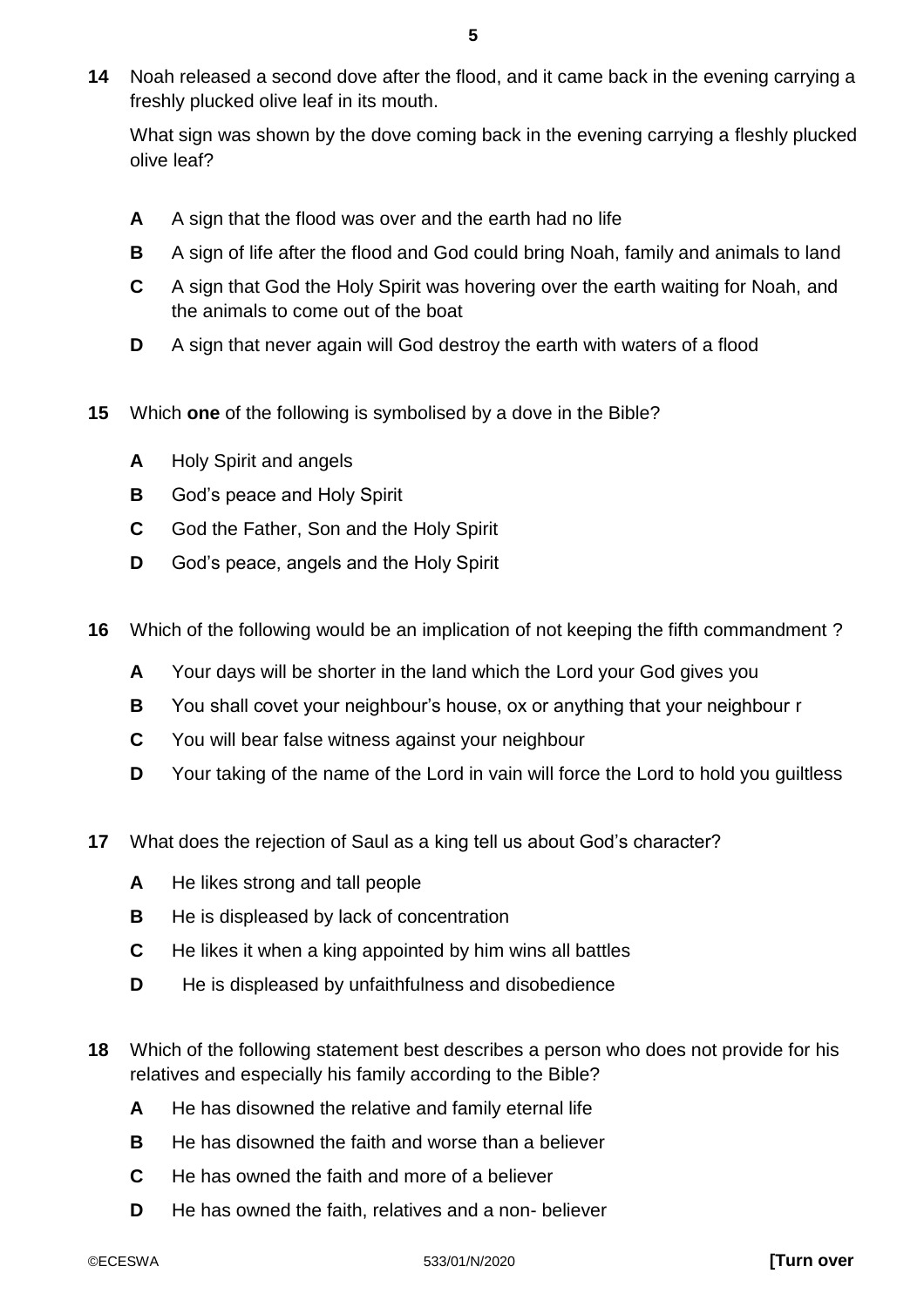**14** Noah released a second dove after the flood, and it came back in the evening carrying a freshly plucked olive leaf in its mouth.

What sign was shown by the dove coming back in the evening carrying a fleshly plucked olive leaf?

- **A** A sign that the flood was over and the earth had no life
- **B** A sign of life after the flood and God could bring Noah, family and animals to land
- **C** A sign that God the Holy Spirit was hovering over the earth waiting for Noah, and the animals to come out of the boat
- **D** A sign that never again will God destroy the earth with waters of a flood

**15** Which **one** of the following is symbolised by a dove in the Bible?

- **A** Holy Spirit and angels
- **B** God's peace and Holy Spirit
- **C** God the Father, Son and the Holy Spirit
- **D** God's peace, angels and the Holy Spirit

**16** Which of the following would be an implication of not keeping the fifth commandment ?

- **A** Your days will be shorter in the land which the Lord your God gives you
- **B** You shall covet your neighbour's house, ox or anything that your neighbour r
- **C** You will bear false witness against your neighbour
- **D** Your taking of the name of the Lord in vain will force the Lord to hold you guiltless

**17** What does the rejection of Saul as a king tell us about God's character?

- **A** He likes strong and tall people
- **B** He is displeased by lack of concentration
- **C** He likes it when a king appointed by him wins all battles
- **D** He is displeased by unfaithfulness and disobedience

**18** Which of the following statement best describes a person who does not provide for his relatives and especially his family according to the Bible?

- **A** He has disowned the relative and family eternal life
- **B** He has disowned the faith and worse than a believer
- **C** He has owned the faith and more of a believer
- **D** He has owned the faith, relatives and a non- believer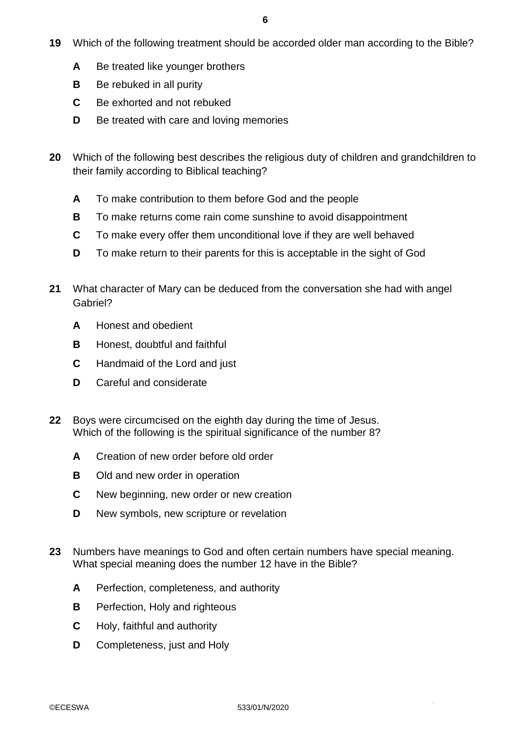**19** Which of the following treatment should be accorded older man according to the Bible?

- **A** Be treated like younger brothers
- **B** Be rebuked in all purity
- **C** Be exhorted and not rebuked
- **D** Be treated with care and loving memories

**20** Which of the following best describes the religious duty of children and grandchildren to their family according to Biblical teaching?

- **A** To make contribution to them before God and the people
- **B** To make returns come rain come sunshine to avoid disappointment
- **C** To make every offer them unconditional love if they are well behaved
- **D** To make return to their parents for this is acceptable in the sight of God

**21** What character of Mary can be deduced from the conversation she had with angel Gabriel?

- **A** Honest and obedient
- **B** Honest, doubtful and faithful
- **C** Handmaid of the Lord and just
- **D** Careful and considerate

**22** Boys were circumcised on the eighth day during the time of Jesus.
Which of the following is the spiritual significance of the number 8?

- **A** Creation of new order before old order
- **B** Old and new order in operation
- **C** New beginning, new order or new creation
- **D** New symbols, new scripture or revelation

**23** Numbers have meanings to God and often certain numbers have special meaning.
What special meaning does the number 12 have in the Bible?

- **A** Perfection, completeness, and authority
- **B** Perfection, Holy and righteous
- **C** Holy, faithful and authority
- **D** Completeness, just and Holy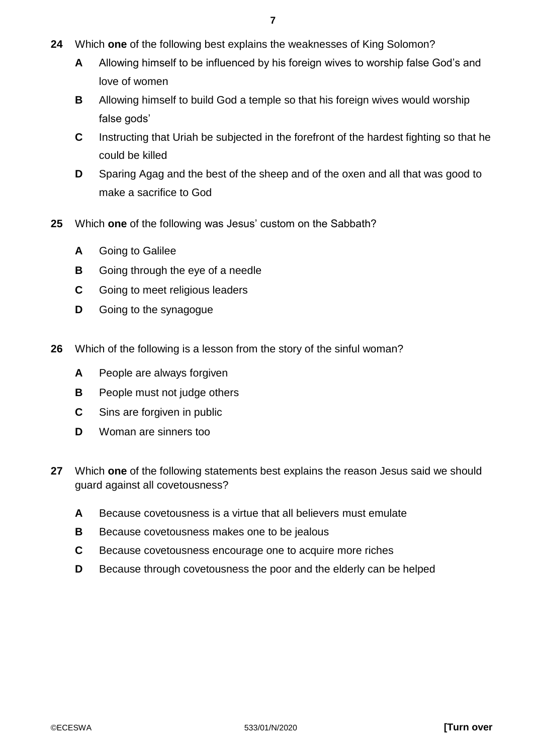**24** Which **one** of the following best explains the weaknesses of King Solomon?

- **A** Allowing himself to be influenced by his foreign wives to worship false God's and love of women
- **B** Allowing himself to build God a temple so that his foreign wives would worship false gods'
- **C** Instructing that Uriah be subjected in the forefront of the hardest fighting so that he could be killed
- **D** Sparing Agag and the best of the sheep and of the oxen and all that was good to make a sacrifice to God

**25** Which **one** of the following was Jesus' custom on the Sabbath?

- **A** Going to Galilee
- **B** Going through the eye of a needle
- **C** Going to meet religious leaders
- **D** Going to the synagogue

**26** Which of the following is a lesson from the story of the sinful woman?

- **A** People are always forgiven
- **B** People must not judge others
- **C** Sins are forgiven in public
- **D** Woman are sinners too

**27** Which **one** of the following statements best explains the reason Jesus said we should guard against all covetousness?

- **A** Because covetousness is a virtue that all believers must emulate
- **B** Because covetousness makes one to be jealous
- **C** Because covetousness encourage one to acquire more riches
- **D** Because through covetousness the poor and the elderly can be helped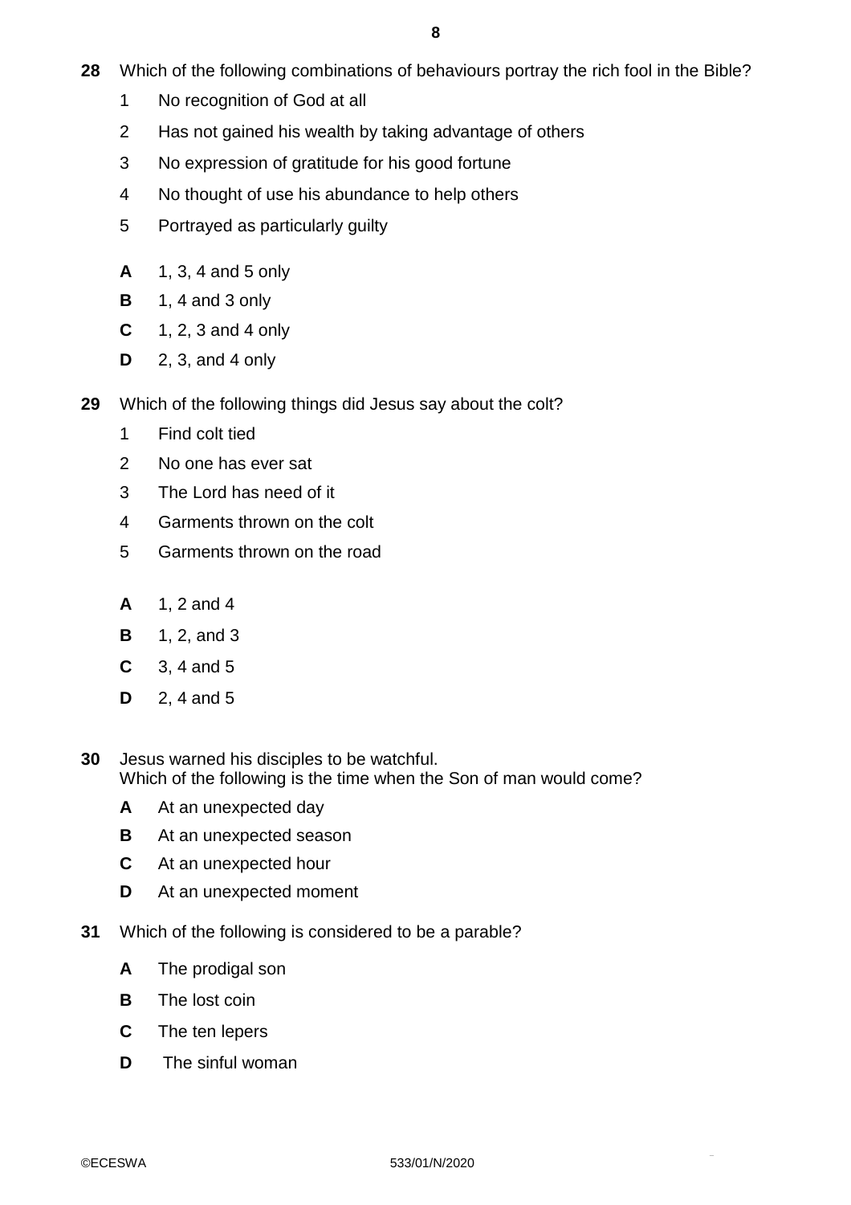**28** Which of the following combinations of behaviours portray the rich fool in the Bible?

1 No recognition of God at all
2 Has not gained his wealth by taking advantage of others
3 No expression of gratitude for his good fortune
4 No thought of use his abundance to help others
5 Portrayed as particularly guilty

**A** 1, 3, 4 and 5 only
**B** 1, 4 and 3 only
**C** 1, 2, 3 and 4 only
**D** 2, 3, and 4 only

**29** Which of the following things did Jesus say about the colt?

1 Find colt tied
2 No one has ever sat
3 The Lord has need of it
4 Garments thrown on the colt
5 Garments thrown on the road

**A** 1, 2 and 4
**B** 1, 2, and 3
**C** 3, 4 and 5
**D** 2, 4 and 5

**30** Jesus warned his disciples to be watchful.
Which of the following is the time when the Son of man would come?

**A** At an unexpected day
**B** At an unexpected season
**C** At an unexpected hour
**D** At an unexpected moment

**31** Which of the following is considered to be a parable?

**A** The prodigal son
**B** The lost coin
**C** The ten lepers
**D** The sinful woman

©ECESWA 533/01/N/2020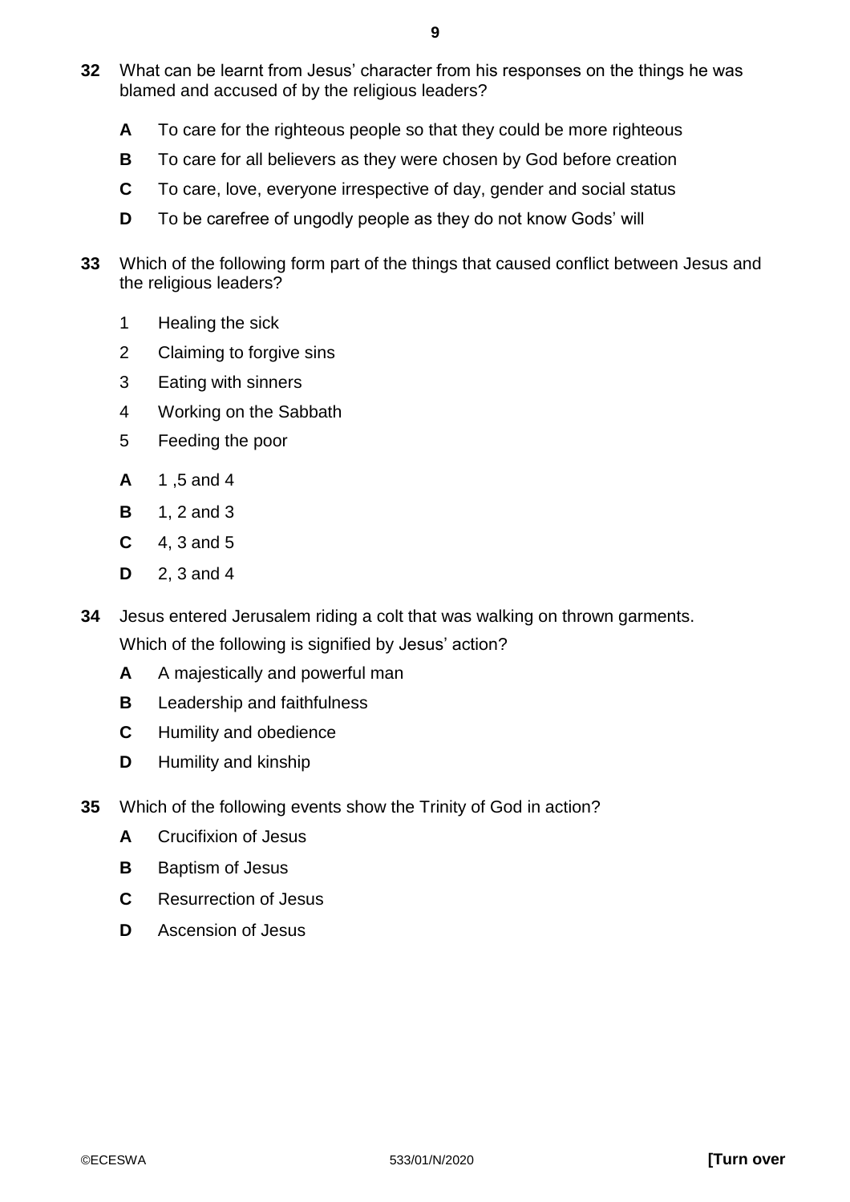**32** What can be learnt from Jesus' character from his responses on the things he was blamed and accused of by the religious leaders?

- **A** To care for the righteous people so that they could be more righteous
- **B** To care for all believers as they were chosen by God before creation
- **C** To care, love, everyone irrespective of day, gender and social status
- **D** To be carefree of ungodly people as they do not know Gods' will

**33** Which of the following form part of the things that caused conflict between Jesus and the religious leaders?

1. Healing the sick
2. Claiming to forgive sins
3. Eating with sinners
4. Working on the Sabbath
5. Feeding the poor

- **A** 1 ,5 and 4
- **B** 1, 2 and 3
- **C** 4, 3 and 5
- **D** 2, 3 and 4

**34** Jesus entered Jerusalem riding a colt that was walking on thrown garments.
Which of the following is signified by Jesus' action?

- **A** A majestically and powerful man
- **B** Leadership and faithfulness
- **C** Humility and obedience
- **D** Humility and kinship

**35** Which of the following events show the Trinity of God in action?

- **A** Crucifixion of Jesus
- **B** Baptism of Jesus
- **C** Resurrection of Jesus
- **D** Ascension of Jesus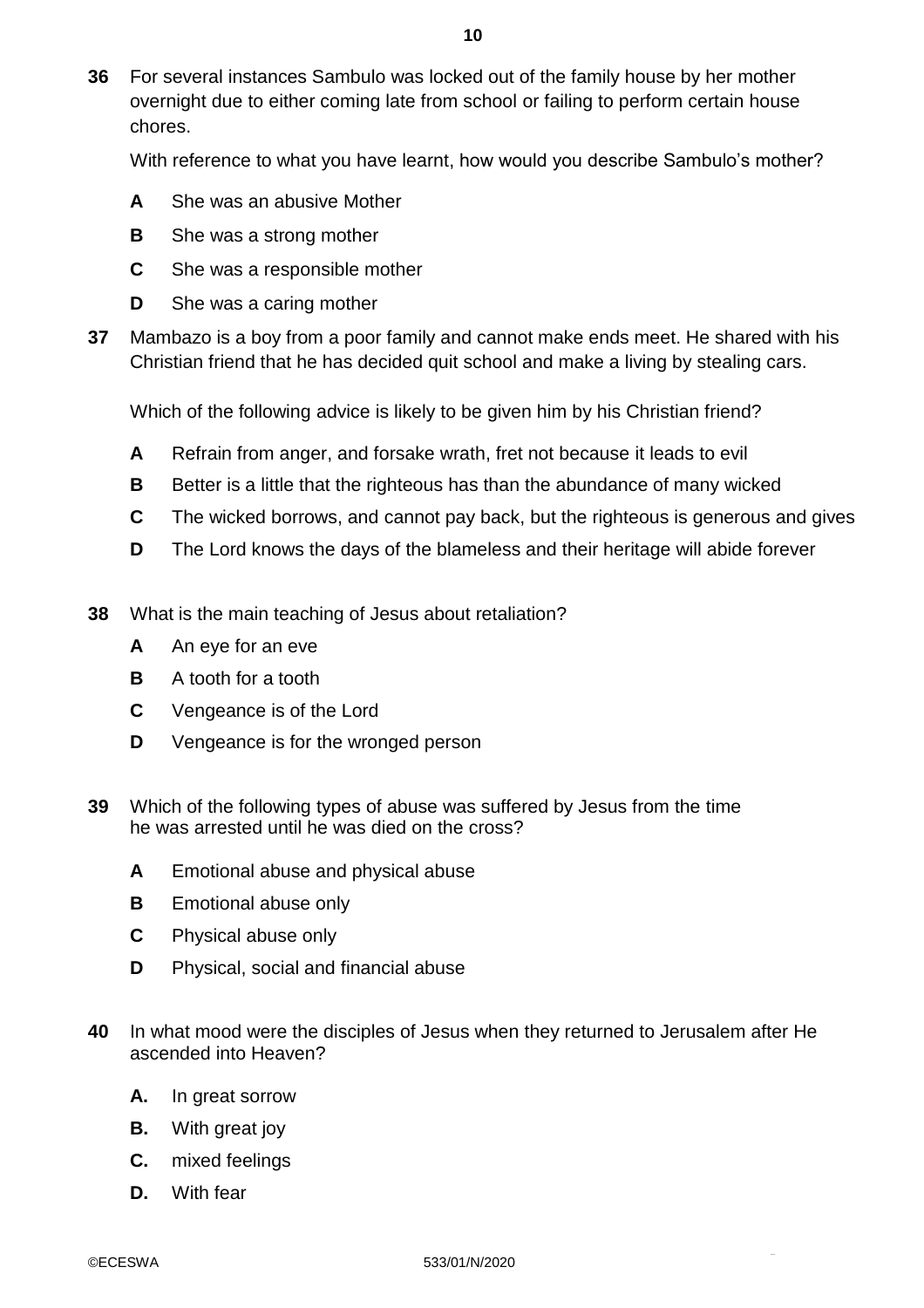**36** For several instances Sambulo was locked out of the family house by her mother overnight due to either coming late from school or failing to perform certain house chores.

With reference to what you have learnt, how would you describe Sambulo's mother?

- **A** She was an abusive Mother
- **B** She was a strong mother
- **C** She was a responsible mother
- **D** She was a caring mother

**37** Mambazo is a boy from a poor family and cannot make ends meet. He shared with his Christian friend that he has decided quit school and make a living by stealing cars.

Which of the following advice is likely to be given him by his Christian friend?

- **A** Refrain from anger, and forsake wrath, fret not because it leads to evil
- **B** Better is a little that the righteous has than the abundance of many wicked
- **C** The wicked borrows, and cannot pay back, but the righteous is generous and gives
- **D** The Lord knows the days of the blameless and their heritage will abide forever

**38** What is the main teaching of Jesus about retaliation?

- **A** An eye for an eve
- **B** A tooth for a tooth
- **C** Vengeance is of the Lord
- **D** Vengeance is for the wronged person

**39** Which of the following types of abuse was suffered by Jesus from the time he was arrested until he was died on the cross?

- **A** Emotional abuse and physical abuse
- **B** Emotional abuse only
- **C** Physical abuse only
- **D** Physical, social and financial abuse

**40** In what mood were the disciples of Jesus when they returned to Jerusalem after He ascended into Heaven?

- **A.** In great sorrow
- **B.** With great joy
- **C.** mixed feelings
- **D.** With fear

©ECESWA 533/01/N/2020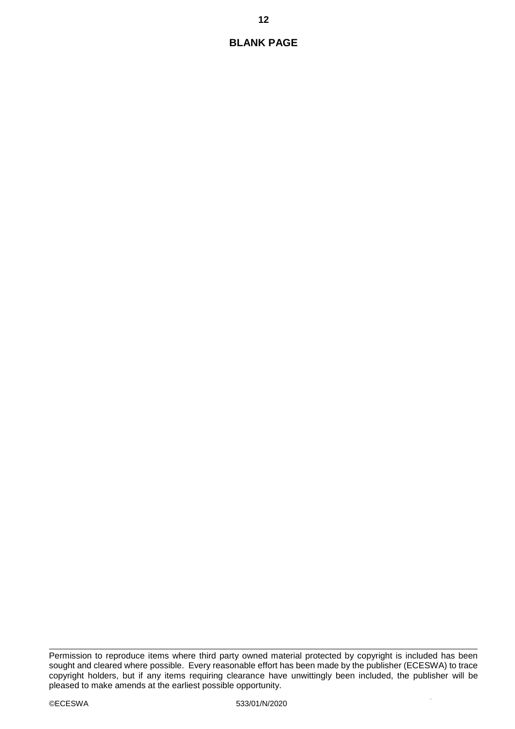**BLANK PAGE**

Permission to reproduce items where third party owned material protected by copyright is included has been sought and cleared where possible. Every reasonable effort has been made by the publisher (ECESWA) to trace copyright holders, but if any items requiring clearance have unwittingly been included, the publisher will be pleased to make amends at the earliest possible opportunity.